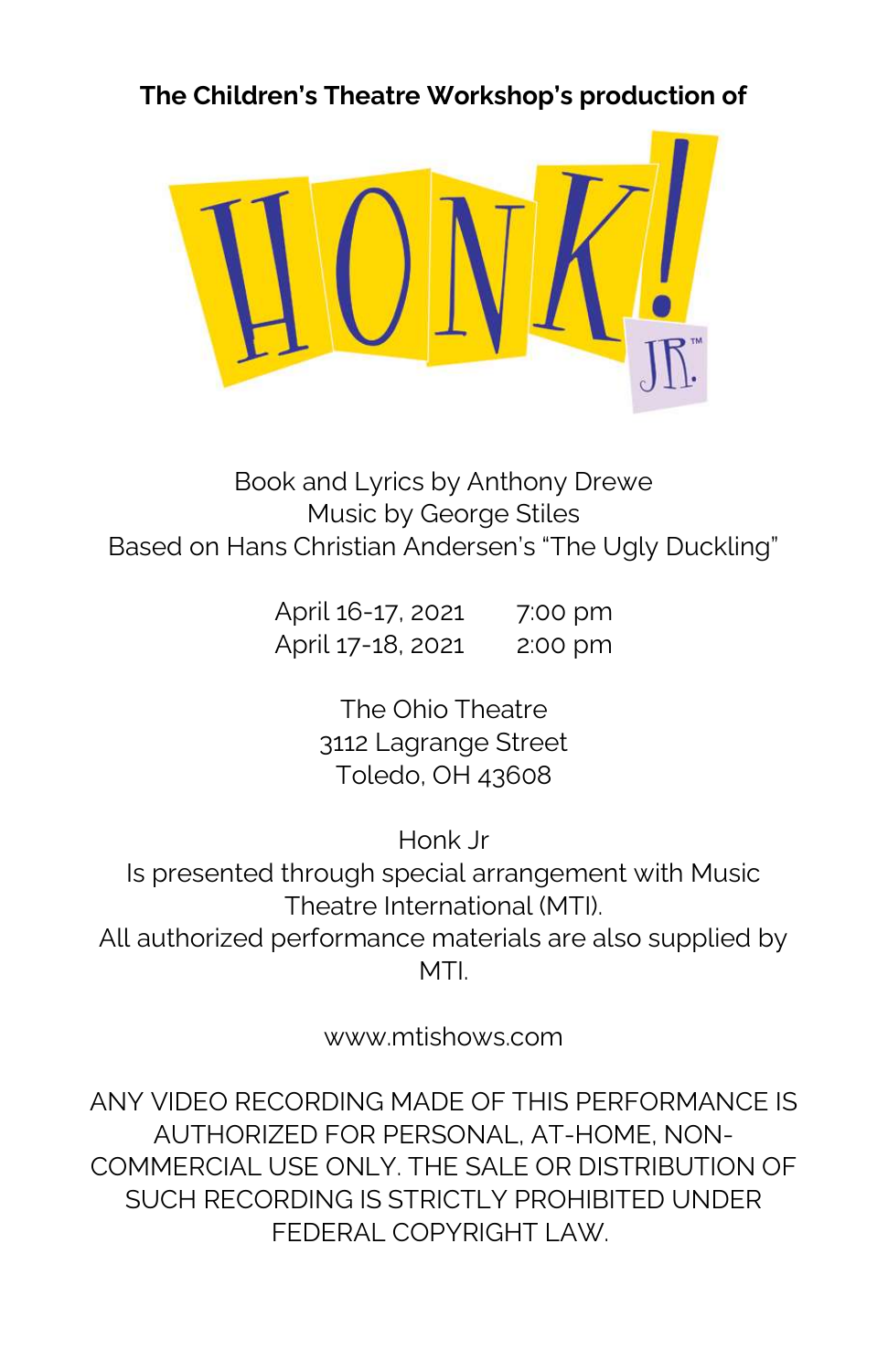**The Children's Theatre Workshop's production of**

# HONK! JR.™

Book and Lyrics by Anthony Drewe
Music by George Stiles
Based on Hans Christian Andersen's "The Ugly Duckling"

| | |
|---|---|
| April 16-17, 2021 | 7:00 pm |
| April 17-18, 2021 | 2:00 pm |

The Ohio Theatre
3112 Lagrange Street
Toledo, OH 43608

Honk Jr
Is presented through special arrangement with Music Theatre International (MTI).
All authorized performance materials are also supplied by MTI.

www.mtishows.com

ANY VIDEO RECORDING MADE OF THIS PERFORMANCE IS AUTHORIZED FOR PERSONAL, AT-HOME, NON-COMMERCIAL USE ONLY. THE SALE OR DISTRIBUTION OF SUCH RECORDING IS STRICTLY PROHIBITED UNDER FEDERAL COPYRIGHT LAW.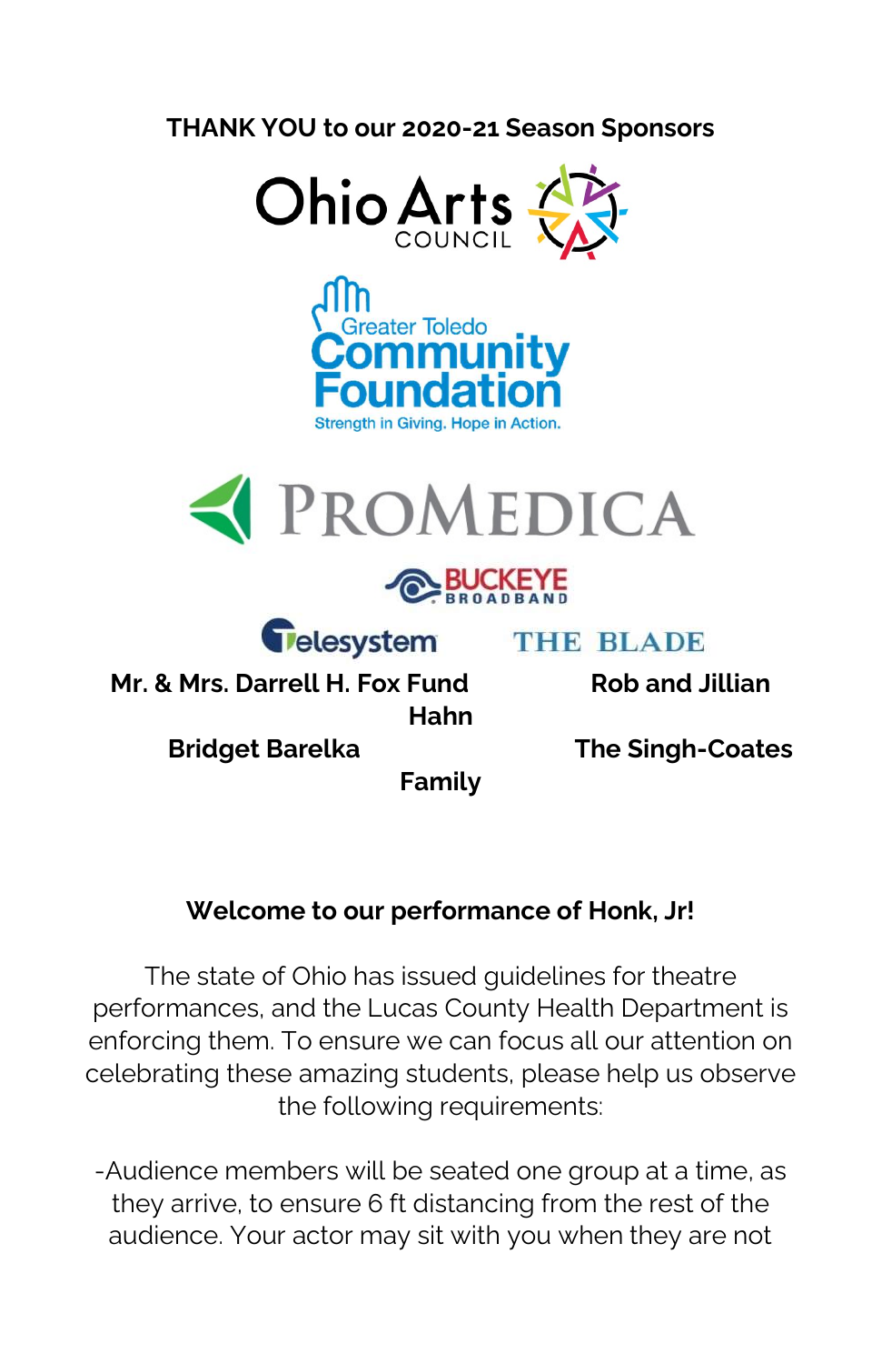**THANK YOU to our 2020-21 Season Sponsors**

Ohio Arts Council

Greater Toledo Community Foundation
Strength in Giving. Hope in Action.

ProMedica

Buckeye Broadband

Telesystem

The Blade

**Mr. & Mrs. Darrell H. Fox Fund**

**Rob and Jillian Hahn**

**Bridget Barelka**

**The Singh-Coates Family**

**Welcome to our performance of Honk, Jr!**

The state of Ohio has issued guidelines for theatre performances, and the Lucas County Health Department is enforcing them. To ensure we can focus all our attention on celebrating these amazing students, please help us observe the following requirements:

-Audience members will be seated one group at a time, as they arrive, to ensure 6 ft distancing from the rest of the audience. Your actor may sit with you when they are not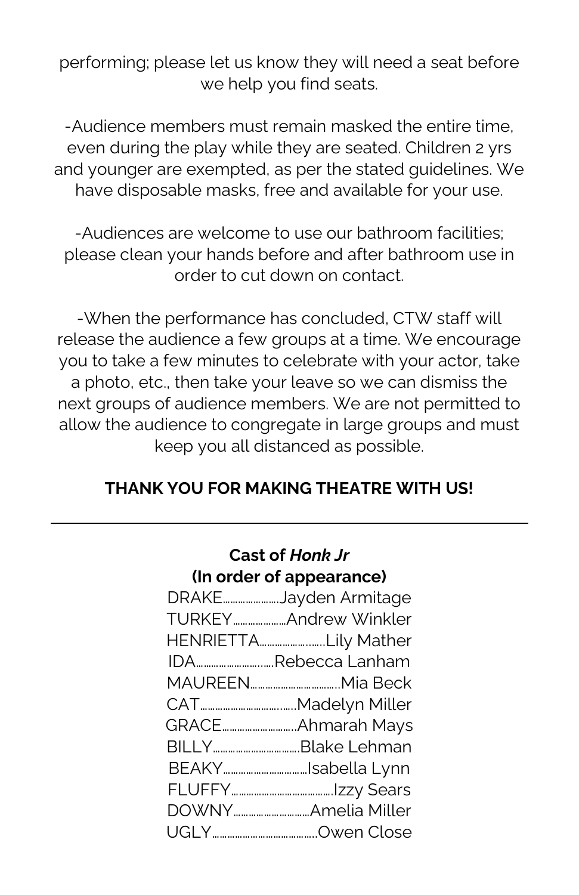performing; please let us know they will need a seat before we help you find seats.

-Audience members must remain masked the entire time, even during the play while they are seated. Children 2 yrs and younger are exempted, as per the stated guidelines. We have disposable masks, free and available for your use.

-Audiences are welcome to use our bathroom facilities; please clean your hands before and after bathroom use in order to cut down on contact.

-When the performance has concluded, CTW staff will release the audience a few groups at a time. We encourage you to take a few minutes to celebrate with your actor, take a photo, etc., then take your leave so we can dismiss the next groups of audience members. We are not permitted to allow the audience to congregate in large groups and must keep you all distanced as possible.

**THANK YOU FOR MAKING THEATRE WITH US!**

---

**Cast of *Honk Jr***
**(In order of appearance)**

DRAKE......................Jayden Armitage
TURKEY....................Andrew Winkler
HENRIETTA.........................Lily Mather
IDA.............................Rebecca Lanham
MAUREEN.................................Mia Beck
CAT....................................Madelyn Miller
GRACE............................Ahmarah Mays
BILLY.................................Blake Lehman
BEAKY.................................Isabella Lynn
FLUFFY........................................Izzy Sears
DOWNY..............................Amelia Miller
UGLY........................................Owen Close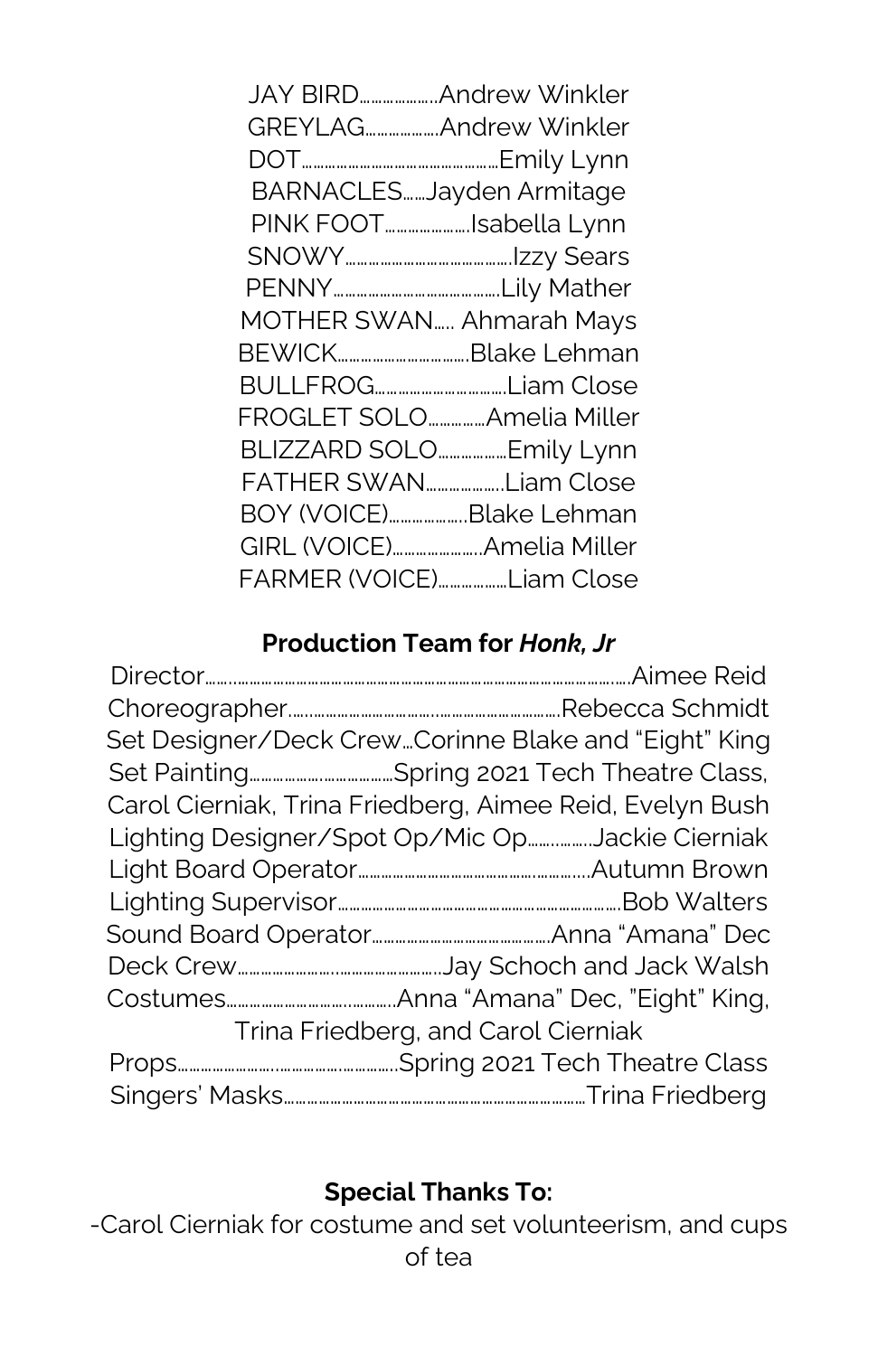JAY BIRD....................Andrew Winkler
GREYLAG..................Andrew Winkler
DOT..............................................Emily Lynn
BARNACLES......Jayden Armitage
PINK FOOT.....................Isabella Lynn
SNOWY.........................................Izzy Sears
PENNY.........................................Lily Mather
MOTHER SWAN..... Ahmarah Mays
BEWICK................................Blake Lehman
BULLFROG................................Liam Close
FROGLET SOLO..............Amelia Miller
BLIZZARD SOLO.................Emily Lynn
FATHER SWAN...................Liam Close
BOY (VOICE)....................Blake Lehman
GIRL (VOICE)......................Amelia Miller
FARMER (VOICE).................Liam Close

**Production Team for *Honk, Jr***

Director..........................................................................................Aimee Reid
Choreographer.......................................................Rebecca Schmidt
Set Designer/Deck Crew...Corinne Blake and “Eight” King
Set Painting...................................Spring 2021 Tech Theatre Class, Carol Cierniak, Trina Friedberg, Aimee Reid, Evelyn Bush
Lighting Designer/Spot Op/Mic Op...............Jackie Cierniak
Light Board Operator.................................................Autumn Brown
Lighting Supervisor....................................................................Bob Walters
Sound Board Operator............................................Anna “Amana” Dec
Deck Crew..................................................Jay Schoch and Jack Walsh
Costumes.......................................Anna “Amana” Dec, "Eight" King, Trina Friedberg, and Carol Cierniak
Props..................................................Spring 2021 Tech Theatre Class
Singers' Masks...........................................................................Trina Friedberg

**Special Thanks To:**

-Carol Cierniak for costume and set volunteerism, and cups of tea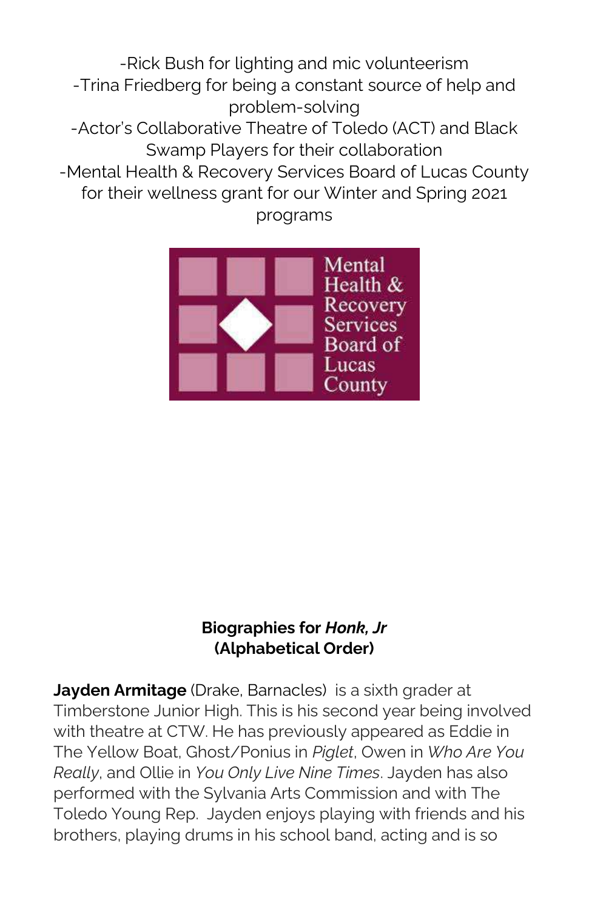-Rick Bush for lighting and mic volunteerism
-Trina Friedberg for being a constant source of help and problem-solving
-Actor's Collaborative Theatre of Toledo (ACT) and Black Swamp Players for their collaboration
-Mental Health & Recovery Services Board of Lucas County for their wellness grant for our Winter and Spring 2021 programs

Mental Health & Recovery Services Board of Lucas County

## Biographies for *Honk, Jr* (Alphabetical Order)

**Jayden Armitage** (Drake, Barnacles) is a sixth grader at Timberstone Junior High. This is his second year being involved with theatre at CTW. He has previously appeared as Eddie in The Yellow Boat, Ghost/Ponius in *Piglet*, Owen in *Who Are You Really*, and Ollie in *You Only Live Nine Times*. Jayden has also performed with the Sylvania Arts Commission and with The Toledo Young Rep. Jayden enjoys playing with friends and his brothers, playing drums in his school band, acting and is so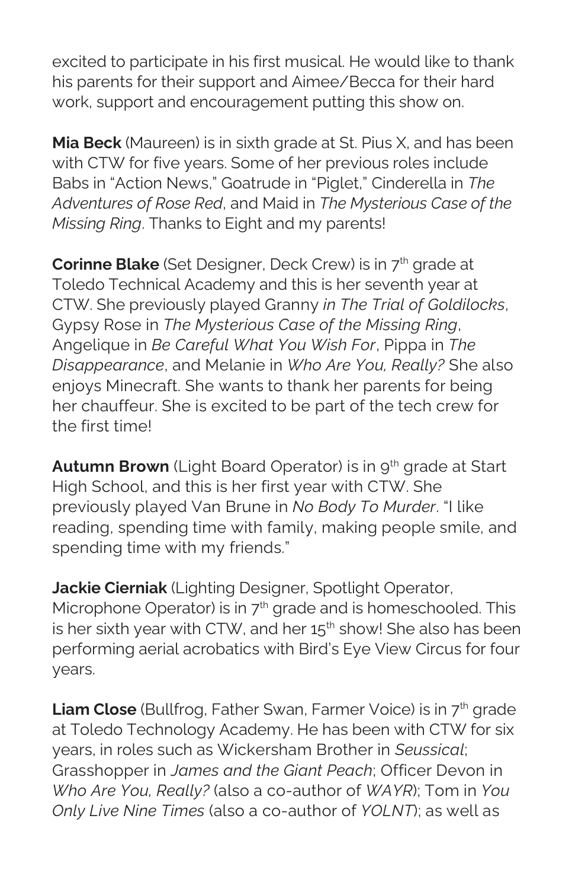excited to participate in his first musical. He would like to thank his parents for their support and Aimee/Becca for their hard work, support and encouragement putting this show on.

**Mia Beck** (Maureen) is in sixth grade at St. Pius X, and has been with CTW for five years. Some of her previous roles include Babs in "Action News," Goatrude in "Piglet," Cinderella in *The Adventures of Rose Red*, and Maid in *The Mysterious Case of the Missing Ring*. Thanks to Eight and my parents!

**Corinne Blake** (Set Designer, Deck Crew) is in 7th grade at Toledo Technical Academy and this is her seventh year at CTW. She previously played Granny *in The Trial of Goldilocks*, Gypsy Rose in *The Mysterious Case of the Missing Ring*, Angelique in *Be Careful What You Wish For*, Pippa in *The Disappearance*, and Melanie in *Who Are You, Really?* She also enjoys Minecraft. She wants to thank her parents for being her chauffeur. She is excited to be part of the tech crew for the first time!

**Autumn Brown** (Light Board Operator) is in 9th grade at Start High School, and this is her first year with CTW. She previously played Van Brune in *No Body To Murder*. "I like reading, spending time with family, making people smile, and spending time with my friends."

**Jackie Cierniak** (Lighting Designer, Spotlight Operator, Microphone Operator) is in 7th grade and is homeschooled. This is her sixth year with CTW, and her 15th show! She also has been performing aerial acrobatics with Bird's Eye View Circus for four years.

**Liam Close** (Bullfrog, Father Swan, Farmer Voice) is in 7th grade at Toledo Technology Academy. He has been with CTW for six years, in roles such as Wickersham Brother in *Seussical*; Grasshopper in *James and the Giant Peach*; Officer Devon in *Who Are You, Really?* (also a co-author of *WAYR*); Tom in *You Only Live Nine Times* (also a co-author of *YOLNT*); as well as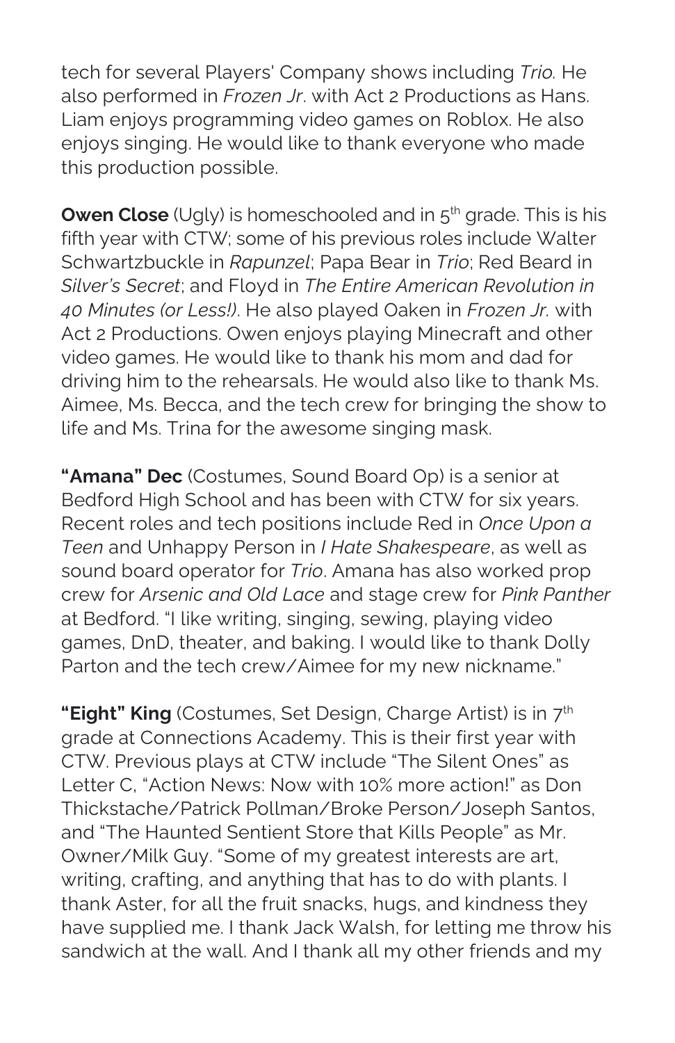tech for several Players' Company shows including *Trio.* He also performed in *Frozen Jr*. with Act 2 Productions as Hans. Liam enjoys programming video games on Roblox. He also enjoys singing. He would like to thank everyone who made this production possible.

**Owen Close** (Ugly) is homeschooled and in 5th grade. This is his fifth year with CTW; some of his previous roles include Walter Schwartzbuckle in *Rapunzel*; Papa Bear in *Trio*; Red Beard in *Silver's Secret*; and Floyd in *The Entire American Revolution in 40 Minutes (or Less!)*. He also played Oaken in *Frozen Jr.* with Act 2 Productions. Owen enjoys playing Minecraft and other video games. He would like to thank his mom and dad for driving him to the rehearsals. He would also like to thank Ms. Aimee, Ms. Becca, and the tech crew for bringing the show to life and Ms. Trina for the awesome singing mask.

**"Amana" Dec** (Costumes, Sound Board Op) is a senior at Bedford High School and has been with CTW for six years. Recent roles and tech positions include Red in *Once Upon a Teen* and Unhappy Person in *I Hate Shakespeare*, as well as sound board operator for *Trio*. Amana has also worked prop crew for *Arsenic and Old Lace* and stage crew for *Pink Panther* at Bedford. "I like writing, singing, sewing, playing video games, DnD, theater, and baking. I would like to thank Dolly Parton and the tech crew/Aimee for my new nickname."

**"Eight" King** (Costumes, Set Design, Charge Artist) is in 7th grade at Connections Academy. This is their first year with CTW. Previous plays at CTW include "The Silent Ones" as Letter C, "Action News: Now with 10% more action!" as Don Thickstache/Patrick Pollman/Broke Person/Joseph Santos, and "The Haunted Sentient Store that Kills People" as Mr. Owner/Milk Guy. "Some of my greatest interests are art, writing, crafting, and anything that has to do with plants. I thank Aster, for all the fruit snacks, hugs, and kindness they have supplied me. I thank Jack Walsh, for letting me throw his sandwich at the wall. And I thank all my other friends and my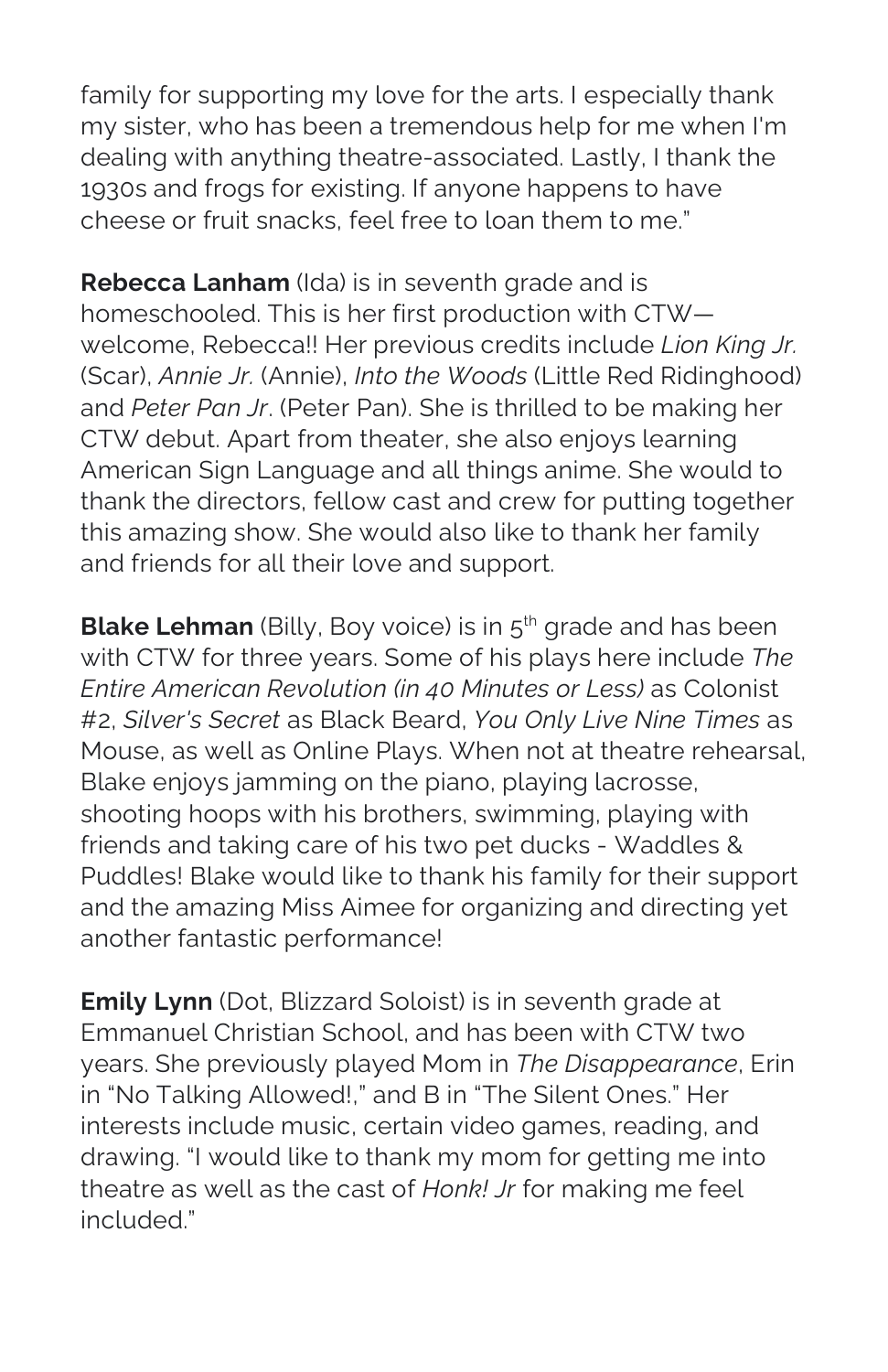family for supporting my love for the arts. I especially thank my sister, who has been a tremendous help for me when I'm dealing with anything theatre-associated. Lastly, I thank the 1930s and frogs for existing. If anyone happens to have cheese or fruit snacks, feel free to loan them to me."

**Rebecca Lanham** (Ida) is in seventh grade and is homeschooled. This is her first production with CTW—welcome, Rebecca!! Her previous credits include *Lion King Jr.* (Scar), *Annie Jr.* (Annie), *Into the Woods* (Little Red Ridinghood) and *Peter Pan Jr*. (Peter Pan). She is thrilled to be making her CTW debut. Apart from theater, she also enjoys learning American Sign Language and all things anime. She would to thank the directors, fellow cast and crew for putting together this amazing show. She would also like to thank her family and friends for all their love and support.

**Blake Lehman** (Billy, Boy voice) is in 5th grade and has been with CTW for three years. Some of his plays here include *The Entire American Revolution (in 40 Minutes or Less)* as Colonist #2, *Silver's Secret* as Black Beard, *You Only Live Nine Times* as Mouse, as well as Online Plays. When not at theatre rehearsal, Blake enjoys jamming on the piano, playing lacrosse, shooting hoops with his brothers, swimming, playing with friends and taking care of his two pet ducks - Waddles & Puddles! Blake would like to thank his family for their support and the amazing Miss Aimee for organizing and directing yet another fantastic performance!

**Emily Lynn** (Dot, Blizzard Soloist) is in seventh grade at Emmanuel Christian School, and has been with CTW two years. She previously played Mom in *The Disappearance*, Erin in "No Talking Allowed!," and B in "The Silent Ones." Her interests include music, certain video games, reading, and drawing. "I would like to thank my mom for getting me into theatre as well as the cast of *Honk! Jr* for making me feel included."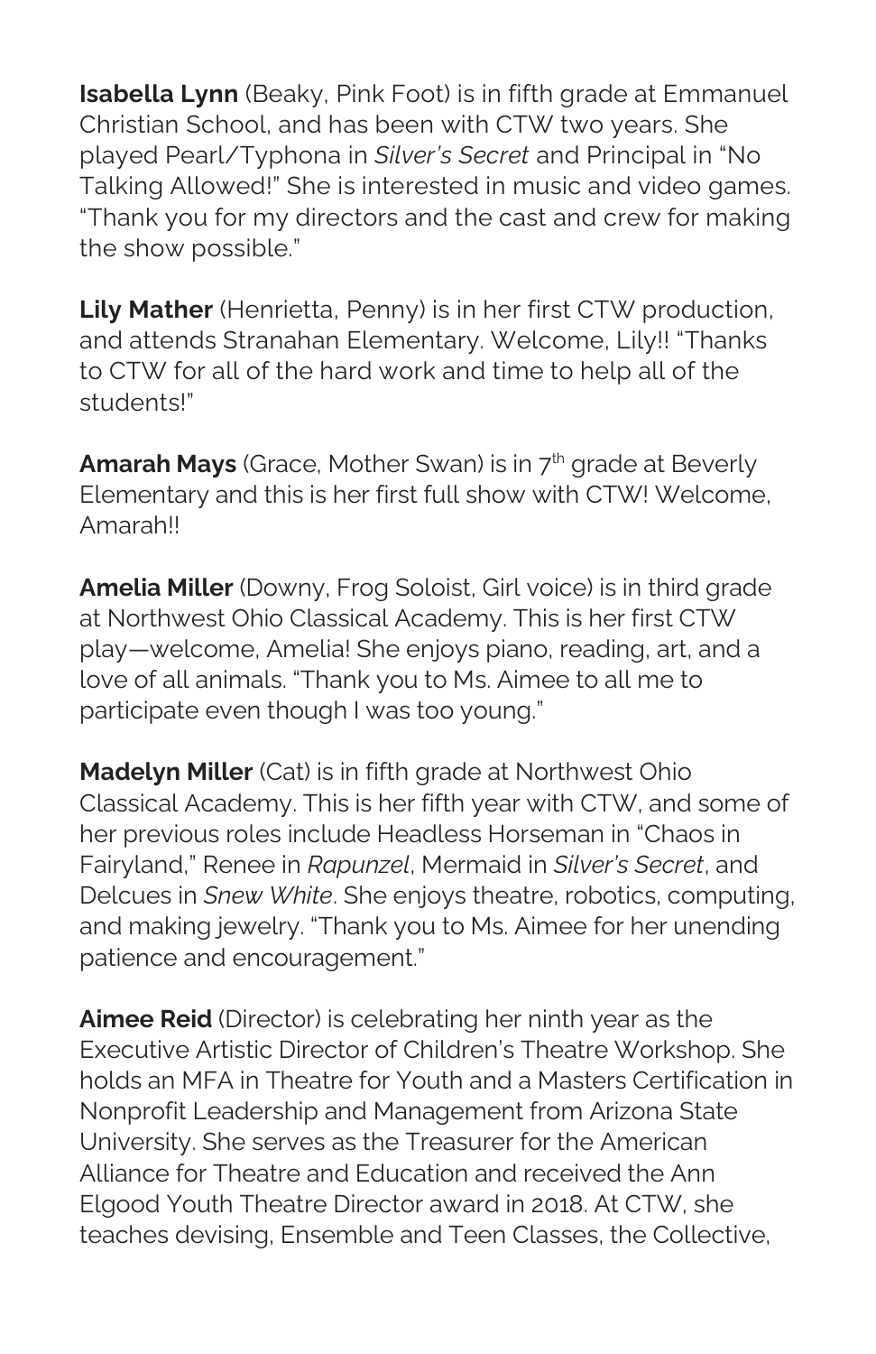**Isabella Lynn** (Beaky, Pink Foot) is in fifth grade at Emmanuel Christian School, and has been with CTW two years. She played Pearl/Typhona in *Silver's Secret* and Principal in "No Talking Allowed!" She is interested in music and video games. "Thank you for my directors and the cast and crew for making the show possible."

**Lily Mather** (Henrietta, Penny) is in her first CTW production, and attends Stranahan Elementary. Welcome, Lily!! "Thanks to CTW for all of the hard work and time to help all of the students!"

**Amarah Mays** (Grace, Mother Swan) is in 7th grade at Beverly Elementary and this is her first full show with CTW! Welcome, Amarah!!

**Amelia Miller** (Downy, Frog Soloist, Girl voice) is in third grade at Northwest Ohio Classical Academy. This is her first CTW play—welcome, Amelia! She enjoys piano, reading, art, and a love of all animals. "Thank you to Ms. Aimee to all me to participate even though I was too young."

**Madelyn Miller** (Cat) is in fifth grade at Northwest Ohio Classical Academy. This is her fifth year with CTW, and some of her previous roles include Headless Horseman in "Chaos in Fairyland," Renee in *Rapunzel*, Mermaid in *Silver's Secret*, and Delcues in *Snew White*. She enjoys theatre, robotics, computing, and making jewelry. "Thank you to Ms. Aimee for her unending patience and encouragement."

**Aimee Reid** (Director) is celebrating her ninth year as the Executive Artistic Director of Children's Theatre Workshop. She holds an MFA in Theatre for Youth and a Masters Certification in Nonprofit Leadership and Management from Arizona State University. She serves as the Treasurer for the American Alliance for Theatre and Education and received the Ann Elgood Youth Theatre Director award in 2018. At CTW, she teaches devising, Ensemble and Teen Classes, the Collective,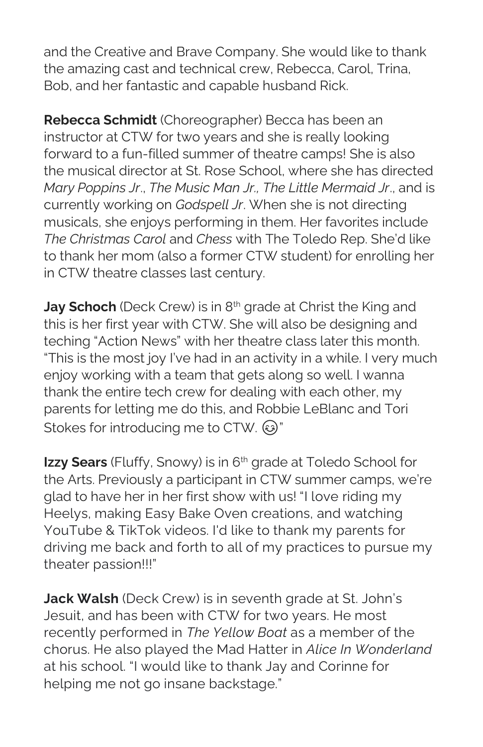and the Creative and Brave Company. She would like to thank the amazing cast and technical crew, Rebecca, Carol, Trina, Bob, and her fantastic and capable husband Rick.

**Rebecca Schmidt** (Choreographer) Becca has been an instructor at CTW for two years and she is really looking forward to a fun-filled summer of theatre camps! She is also the musical director at St. Rose School, where she has directed *Mary Poppins Jr*., *The Music Man Jr., The Little Mermaid Jr*., and is currently working on *Godspell Jr*. When she is not directing musicals, she enjoys performing in them. Her favorites include *The Christmas Carol* and *Chess* with The Toledo Rep. She'd like to thank her mom (also a former CTW student) for enrolling her in CTW theatre classes last century.

**Jay Schoch** (Deck Crew) is in 8th grade at Christ the King and this is her first year with CTW. She will also be designing and teching "Action News" with her theatre class later this month. "This is the most joy I've had in an activity in a while. I very much enjoy working with a team that gets along so well. I wanna thank the entire tech crew for dealing with each other, my parents for letting me do this, and Robbie LeBlanc and Tori Stokes for introducing me to CTW. 😉"

**Izzy Sears** (Fluffy, Snowy) is in 6th grade at Toledo School for the Arts. Previously a participant in CTW summer camps, we're glad to have her in her first show with us! "I love riding my Heelys, making Easy Bake Oven creations, and watching YouTube & TikTok videos. I'd like to thank my parents for driving me back and forth to all of my practices to pursue my theater passion!!!"

**Jack Walsh** (Deck Crew) is in seventh grade at St. John's Jesuit, and has been with CTW for two years. He most recently performed in *The Yellow Boat* as a member of the chorus. He also played the Mad Hatter in *Alice In Wonderland* at his school. "I would like to thank Jay and Corinne for helping me not go insane backstage."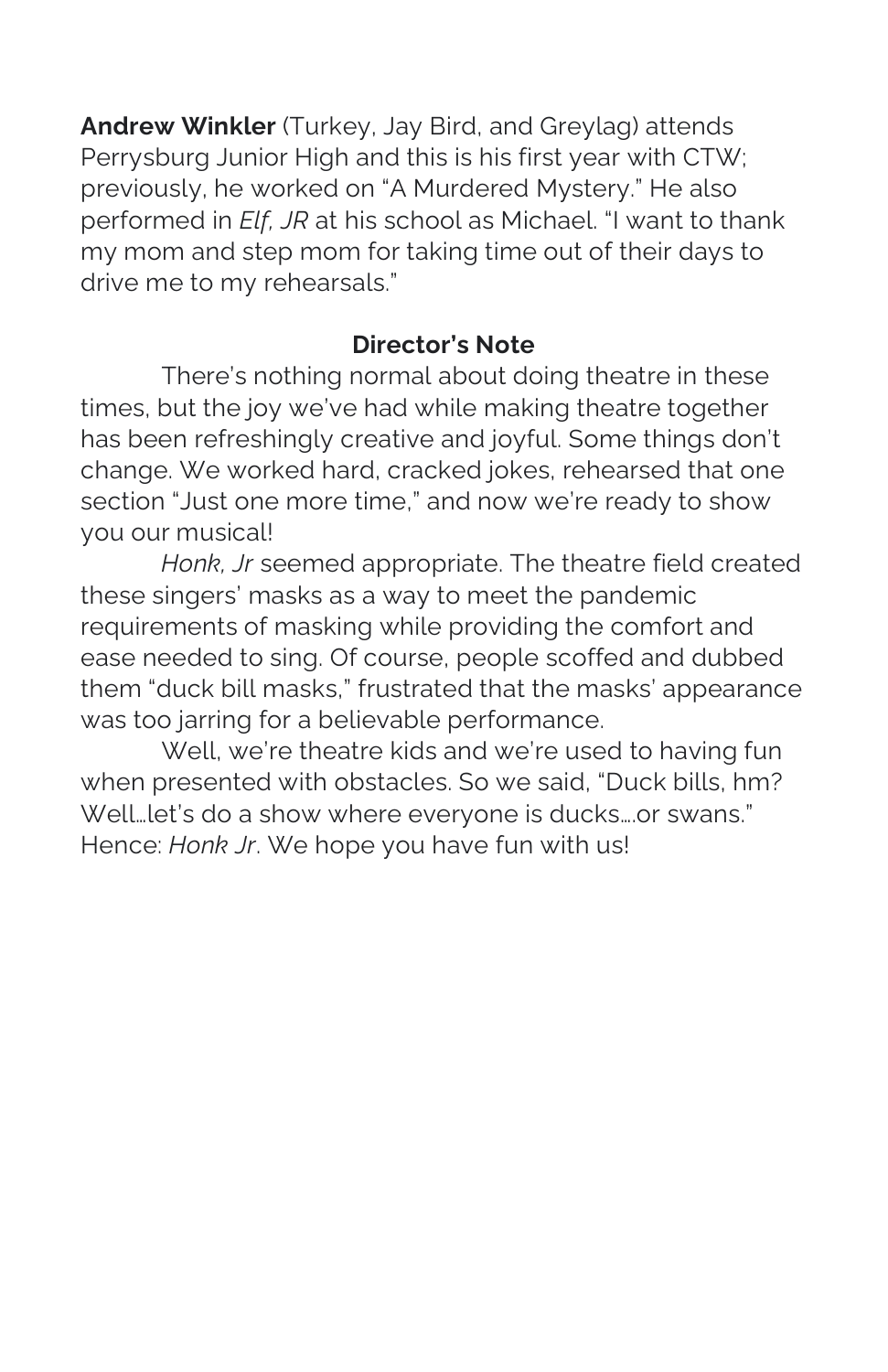**Andrew Winkler** (Turkey, Jay Bird, and Greylag) attends Perrysburg Junior High and this is his first year with CTW; previously, he worked on "A Murdered Mystery." He also performed in *Elf, JR* at his school as Michael. "I want to thank my mom and step mom for taking time out of their days to drive me to my rehearsals."

## Director's Note

There's nothing normal about doing theatre in these times, but the joy we've had while making theatre together has been refreshingly creative and joyful. Some things don't change. We worked hard, cracked jokes, rehearsed that one section "Just one more time," and now we're ready to show you our musical!

*Honk, Jr* seemed appropriate. The theatre field created these singers' masks as a way to meet the pandemic requirements of masking while providing the comfort and ease needed to sing. Of course, people scoffed and dubbed them "duck bill masks," frustrated that the masks' appearance was too jarring for a believable performance.

Well, we're theatre kids and we're used to having fun when presented with obstacles. So we said, "Duck bills, hm? Well…let's do a show where everyone is ducks….or swans." Hence: *Honk Jr*. We hope you have fun with us!